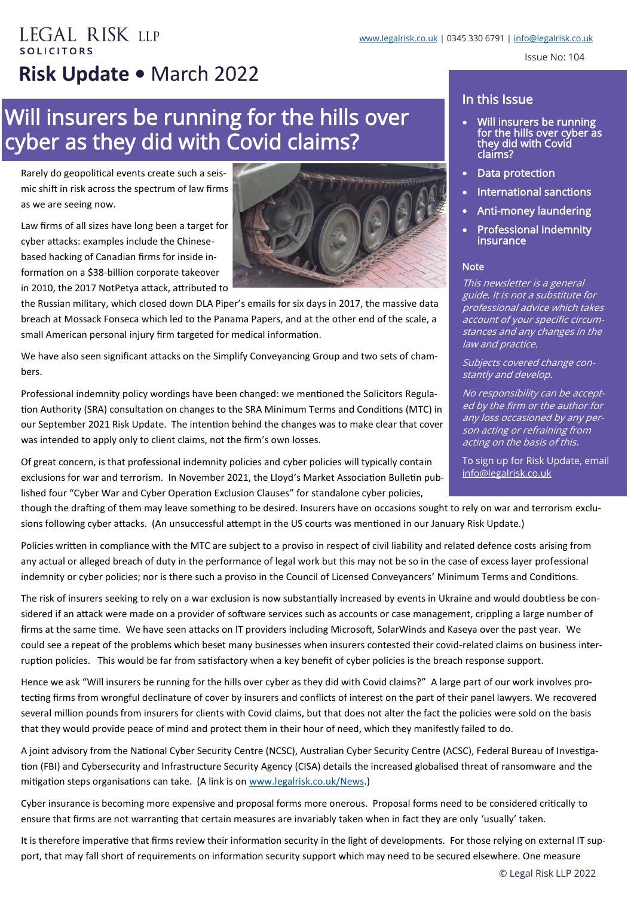LEGAL RISK LLP
SOLICITORS

www.legalrisk.co.uk | 0345 330 6791 | info@legalrisk.co.uk

Issue No: 104

# Risk Update • March 2022

## Will insurers be running for the hills over cyber as they did with Covid claims?

Rarely do geopolitical events create such a seismic shift in risk across the spectrum of law firms as we are seeing now.

Law firms of all sizes have long been a target for cyber attacks: examples include the Chinese-based hacking of Canadian firms for inside information on a $38-billion corporate takeover in 2010, the 2017 NotPetya attack, attributed to the Russian military, which closed down DLA Piper's emails for six days in 2017, the massive data breach at Mossack Fonseca which led to the Panama Papers, and at the other end of the scale, a small American personal injury firm targeted for medical information.

We have also seen significant attacks on the Simplify Conveyancing Group and two sets of chambers.

Professional indemnity policy wordings have been changed: we mentioned the Solicitors Regulation Authority (SRA) consultation on changes to the SRA Minimum Terms and Conditions (MTC) in our September 2021 Risk Update. The intention behind the changes was to make clear that cover was intended to apply only to client claims, not the firm's own losses.

Of great concern, is that professional indemnity policies and cyber policies will typically contain exclusions for war and terrorism. In November 2021, the Lloyd's Market Association Bulletin published four "Cyber War and Cyber Operation Exclusion Clauses" for standalone cyber policies, though the drafting of them may leave something to be desired. Insurers have on occasions sought to rely on war and terrorism exclusions following cyber attacks. (An unsuccessful attempt in the US courts was mentioned in our January Risk Update.)

Policies written in compliance with the MTC are subject to a proviso in respect of civil liability and related defence costs arising from any actual or alleged breach of duty in the performance of legal work but this may not be so in the case of excess layer professional indemnity or cyber policies; nor is there such a proviso in the Council of Licensed Conveyancers' Minimum Terms and Conditions.

The risk of insurers seeking to rely on a war exclusion is now substantially increased by events in Ukraine and would doubtless be considered if an attack were made on a provider of software services such as accounts or case management, crippling a large number of firms at the same time. We have seen attacks on IT providers including Microsoft, SolarWinds and Kaseya over the past year. We could see a repeat of the problems which beset many businesses when insurers contested their covid-related claims on business interruption policies. This would be far from satisfactory when a key benefit of cyber policies is the breach response support.

Hence we ask "Will insurers be running for the hills over cyber as they did with Covid claims?" A large part of our work involves protecting firms from wrongful declinature of cover by insurers and conflicts of interest on the part of their panel lawyers. We recovered several million pounds from insurers for clients with Covid claims, but that does not alter the fact the policies were sold on the basis that they would provide peace of mind and protect them in their hour of need, which they manifestly failed to do.

A joint advisory from the National Cyber Security Centre (NCSC), Australian Cyber Security Centre (ACSC), Federal Bureau of Investigation (FBI) and Cybersecurity and Infrastructure Security Agency (CISA) details the increased globalised threat of ransomware and the mitigation steps organisations can take. (A link is on www.legalrisk.co.uk/News.)

Cyber insurance is becoming more expensive and proposal forms more onerous. Proposal forms need to be considered critically to ensure that firms are not warranting that certain measures are invariably taken when in fact they are only 'usually' taken.

It is therefore imperative that firms review their information security in the light of developments. For those relying on external IT support, that may fall short of requirements on information security support which may need to be secured elsewhere. One measure

### In this Issue

- Will insurers be running for the hills over cyber as they did with Covid claims?
- Data protection
- International sanctions
- Anti-money laundering
- Professional indemnity insurance

### Note

*This newsletter is a general guide. It is not a substitute for professional advice which takes account of your specific circumstances and any changes in the law and practice.*

*Subjects covered change constantly and develop.*

*No responsibility can be accepted by the firm or the author for any loss occasioned by any person acting or refraining from acting on the basis of this.*

To sign up for Risk Update, email info@legalrisk.co.uk

© Legal Risk LLP 2022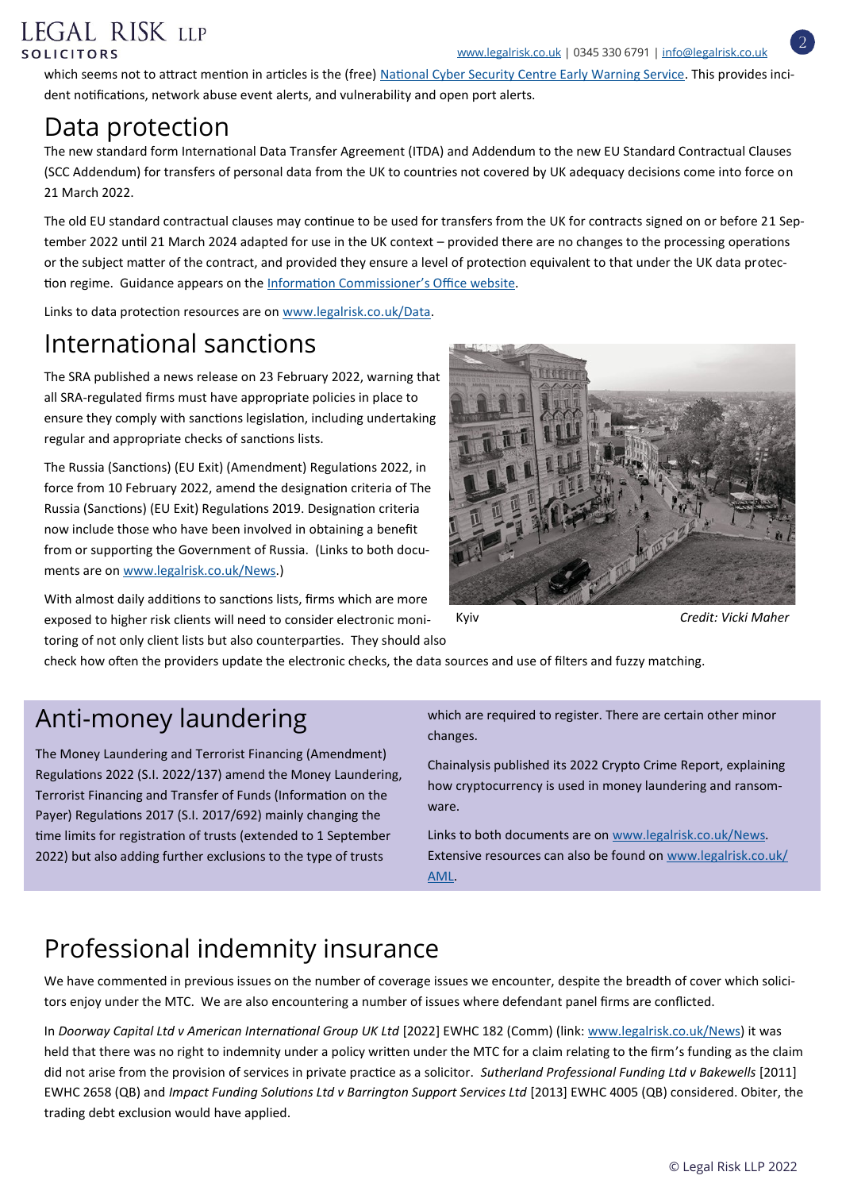which seems not to attract mention in articles is the (free) National Cyber Security Centre Early Warning Service. This provides incident notifications, network abuse event alerts, and vulnerability and open port alerts.

## Data protection

The new standard form International Data Transfer Agreement (ITDA) and Addendum to the new EU Standard Contractual Clauses (SCC Addendum) for transfers of personal data from the UK to countries not covered by UK adequacy decisions come into force on 21 March 2022.

The old EU standard contractual clauses may continue to be used for transfers from the UK for contracts signed on or before 21 September 2022 until 21 March 2024 adapted for use in the UK context – provided there are no changes to the processing operations or the subject matter of the contract, and provided they ensure a level of protection equivalent to that under the UK data protection regime. Guidance appears on the Information Commissioner's Office website.

Links to data protection resources are on www.legalrisk.co.uk/Data.

## International sanctions

The SRA published a news release on 23 February 2022, warning that all SRA-regulated firms must have appropriate policies in place to ensure they comply with sanctions legislation, including undertaking regular and appropriate checks of sanctions lists.

The Russia (Sanctions) (EU Exit) (Amendment) Regulations 2022, in force from 10 February 2022, amend the designation criteria of The Russia (Sanctions) (EU Exit) Regulations 2019. Designation criteria now include those who have been involved in obtaining a benefit from or supporting the Government of Russia. (Links to both documents are on www.legalrisk.co.uk/News.)

Kyiv *Credit: Vicki Maher*

With almost daily additions to sanctions lists, firms which are more exposed to higher risk clients will need to consider electronic monitoring of not only client lists but also counterparties. They should also check how often the providers update the electronic checks, the data sources and use of filters and fuzzy matching.

## Anti-money laundering

The Money Laundering and Terrorist Financing (Amendment) Regulations 2022 (S.I. 2022/137) amend the Money Laundering, Terrorist Financing and Transfer of Funds (Information on the Payer) Regulations 2017 (S.I. 2017/692) mainly changing the time limits for registration of trusts (extended to 1 September 2022) but also adding further exclusions to the type of trusts which are required to register. There are certain other minor changes.

Chainalysis published its 2022 Crypto Crime Report, explaining how cryptocurrency is used in money laundering and ransomware.

Links to both documents are on www.legalrisk.co.uk/News. Extensive resources can also be found on www.legalrisk.co.uk/AML.

## Professional indemnity insurance

We have commented in previous issues on the number of coverage issues we encounter, despite the breadth of cover which solicitors enjoy under the MTC. We are also encountering a number of issues where defendant panel firms are conflicted.

In *Doorway Capital Ltd v American International Group UK Ltd* [2022] EWHC 182 (Comm) (link: www.legalrisk.co.uk/News) it was held that there was no right to indemnity under a policy written under the MTC for a claim relating to the firm's funding as the claim did not arise from the provision of services in private practice as a solicitor. *Sutherland Professional Funding Ltd v Bakewells* [2011] EWHC 2658 (QB) and *Impact Funding Solutions Ltd v Barrington Support Services Ltd* [2013] EWHC 4005 (QB) considered. Obiter, the trading debt exclusion would have applied.